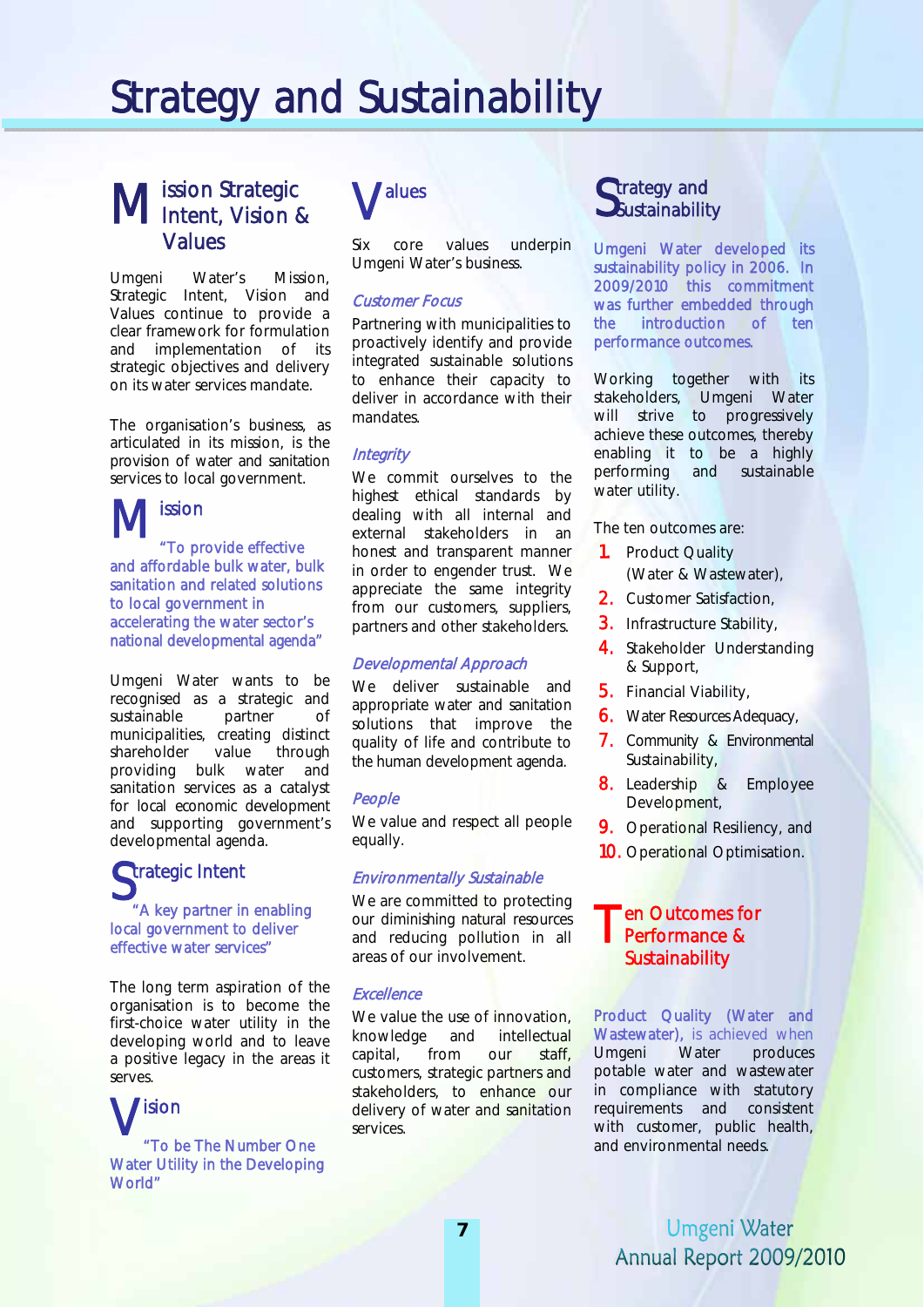# Strategy and Sustainability

## Mission Strategic Intent, Vision & Values

Umgeni Water's Mission, Strategic Intent, Vision and Values continue to provide a clear framework for formulation and implementation of its strategic objectives and delivery on its water services mandate.

The organisation's business, as articulated in its mission, is the provision of water and sanitation services to local government.

### Mission

"To provide effective and affordable bulk water, bulk sanitation and related solutions to local government in accelerating the water sector's national developmental agenda"

Umgeni Water wants to be recognised as a strategic and sustainable partner of municipalities, creating distinct shareholder value through providing bulk water and sanitation services as a catalyst for local economic development and supporting government's developmental agenda.

### Strategic Intent

"A key partner in enabling local government to deliver effective water services"

The long term aspiration of the organisation is to become the first-choice water utility in the developing world and to leave a positive legacy in the areas it serves.

### Vision

"To be The Number One Water Utility in the Developing World"

### Values

Six core values underpin Umgeni Water's business.

*Customer Focus*

Partnering with municipalities to proactively identify and provide integrated sustainable solutions to enhance their capacity to deliver in accordance with their mandates.

*Integrity*

We commit ourselves to the highest ethical standards by dealing with all internal and external stakeholders in an honest and transparent manner in order to engender trust. We appreciate the same integrity from our customers, suppliers, partners and other stakeholders.

*Developmental Approach*

We deliver sustainable and appropriate water and sanitation solutions that improve the quality of life and contribute to the human development agenda.

*People*

We value and respect all people equally.

*Environmentally Sustainable*

We are committed to protecting our diminishing natural resources and reducing pollution in all areas of our involvement.

*Excellence*

We value the use of innovation, knowledge and intellectual capital, from our staff, customers, strategic partners and stakeholders, to enhance our delivery of water and sanitation services.

## Strategy and Sustainability

Umgeni Water developed its sustainability policy in 2006. In 2009/2010 this commitment was further embedded through the introduction of ten performance outcomes.

Working together with its stakeholders, Umgeni Water will strive to progressively achieve these outcomes, thereby enabling it to be a highly performing and sustainable water utility.

The ten outcomes are:

1. Product Quality (Water & Wastewater),
2. Customer Satisfaction,
3. Infrastructure Stability,
4. Stakeholder Understanding & Support,
5. Financial Viability,
6. Water Resources Adequacy,
7. Community & Environmental Sustainability,
8. Leadership & Employee Development,
9. Operational Resiliency, and
10. Operational Optimisation.

## Ten Outcomes for Performance & Sustainability

**Product Quality (Water and Wastewater),** is achieved when Umgeni Water produces potable water and wastewater in compliance with statutory requirements and consistent with customer, public health, and environmental needs.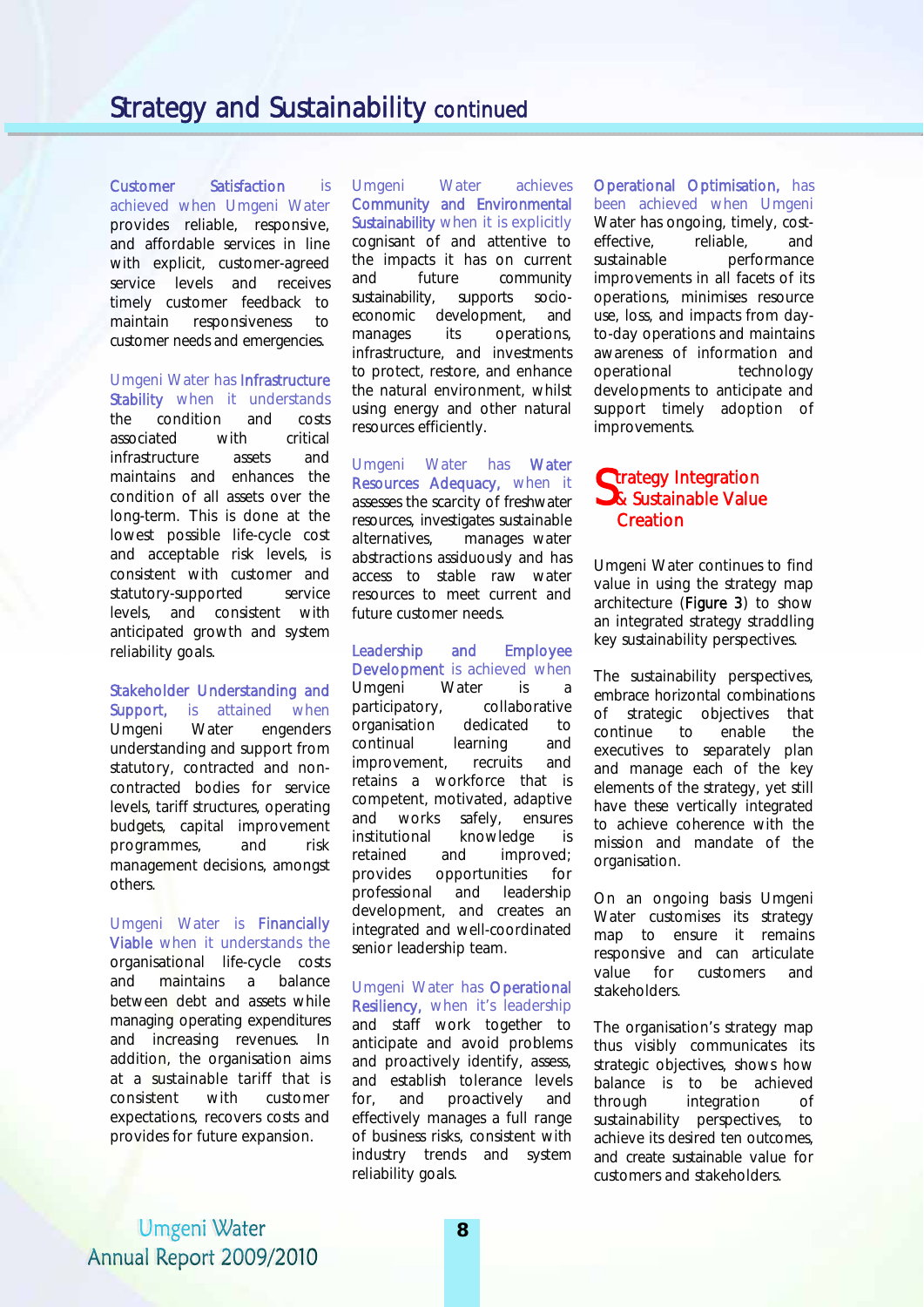# Strategy and Sustainability continued

**Customer Satisfaction** is achieved when Umgeni Water provides reliable, responsive, and affordable services in line with explicit, customer-agreed service levels and receives timely customer feedback to maintain responsiveness to customer needs and emergencies.

Umgeni Water has **Infrastructure Stability** when it understands the condition and costs associated with critical infrastructure assets and maintains and enhances the condition of all assets over the long-term. This is done at the lowest possible life-cycle cost and acceptable risk levels, is consistent with customer and statutory-supported service levels, and consistent with anticipated growth and system reliability goals.

**Stakeholder Understanding and Support,** is attained when Umgeni Water engenders understanding and support from statutory, contracted and non-contracted bodies for service levels, tariff structures, operating budgets, capital improvement programmes, and risk management decisions, amongst others.

Umgeni Water is **Financially Viable** when it understands the organisational life-cycle costs and maintains a balance between debt and assets while managing operating expenditures and increasing revenues. In addition, the organisation aims at a sustainable tariff that is consistent with customer expectations, recovers costs and provides for future expansion.

Umgeni Water achieves **Community and Environmental Sustainability** when it is explicitly cognisant of and attentive to the impacts it has on current and future community sustainability, supports socio-economic development, and manages its operations, infrastructure, and investments to protect, restore, and enhance the natural environment, whilst using energy and other natural resources efficiently.

Umgeni Water has **Water Resources Adequacy,** when it assesses the scarcity of freshwater resources, investigates sustainable alternatives, manages water abstractions assiduously and has access to stable raw water resources to meet current and future customer needs.

**Leadership and Employee Development** is achieved when Umgeni Water is a participatory, collaborative organisation dedicated to continual learning and improvement, recruits and retains a workforce that is competent, motivated, adaptive and works safely, ensures institutional knowledge is retained and improved; provides opportunities for professional and leadership development, and creates an integrated and well-coordinated senior leadership team.

Umgeni Water has **Operational Resiliency,** when it's leadership and staff work together to anticipate and avoid problems and proactively identify, assess, and establish tolerance levels for, and proactively and effectively manages a full range of business risks, consistent with industry trends and system reliability goals.

**Operational Optimisation,** has been achieved when Umgeni Water has ongoing, timely, cost-effective, reliable, and sustainable performance improvements in all facets of its operations, minimises resource use, loss, and impacts from day-to-day operations and maintains awareness of information and operational technology developments to anticipate and support timely adoption of improvements.

## Strategy Integration & Sustainable Value Creation

Umgeni Water continues to find value in using the strategy map architecture (**Figure 3**) to show an integrated strategy straddling key sustainability perspectives.

The sustainability perspectives, embrace horizontal combinations of strategic objectives that continue to enable the executives to separately plan and manage each of the key elements of the strategy, yet still have these vertically integrated to achieve coherence with the mission and mandate of the organisation.

On an ongoing basis Umgeni Water customises its strategy map to ensure it remains responsive and can articulate value for customers and stakeholders.

The organisation's strategy map thus visibly communicates its strategic objectives, shows how balance is to be achieved through integration of sustainability perspectives, to achieve its desired ten outcomes, and create sustainable value for customers and stakeholders.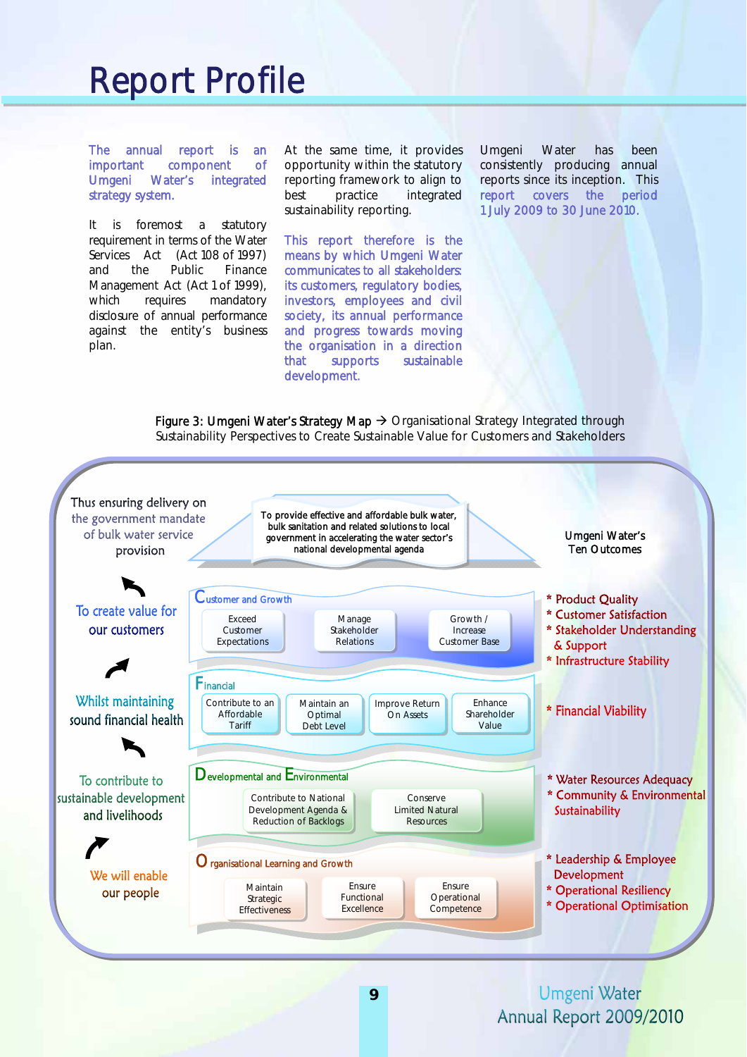# Report Profile

The annual report is an important component of Umgeni Water's integrated strategy system.

It is foremost a statutory requirement in terms of the Water Services Act (Act 108 of 1997) and the Public Finance Management Act (Act 1 of 1999), which requires mandatory disclosure of annual performance against the entity's business plan.

At the same time, it provides opportunity within the statutory reporting framework to align to best practice integrated sustainability reporting.

This report therefore is the means by which Umgeni Water communicates to all stakeholders: its customers, regulatory bodies, investors, employees and civil society, its annual performance and progress towards moving the organisation in a direction that supports sustainable development.

Umgeni Water has been consistently producing annual reports since its inception. This report covers the period 1 July 2009 to 30 June 2010.

Figure 3: Umgeni Water's Strategy Map → Organisational Strategy Integrated through Sustainability Perspectives to Create Sustainable Value for Customers and Stakeholders

Thus ensuring delivery on the government mandate of bulk water service provision

To provide effective and affordable bulk water, bulk sanitation and related solutions to local government in accelerating the water sector's national developmental agenda

Umgeni Water's Ten Outcomes

To create value for our customers

Customer and Growth

Exceed Customer Expectations

Manage Stakeholder Relations

Growth / Increase Customer Base

* Product Quality
* Customer Satisfaction
* Stakeholder Understanding & Support
* Infrastructure Stability

Whilst maintaining sound financial health

Financial

Contribute to an Affordable Tariff

Maintain an Optimal Debt Level

Improve Return On Assets

Enhance Shareholder Value

* Financial Viability

To contribute to sustainable development and livelihoods

Developmental and Environmental

Contribute to National Development Agenda & Reduction of Backlogs

Conserve Limited Natural Resources

* Water Resources Adequacy
* Community & Environmental Sustainability

We will enable our people

Organisational Learning and Growth

Maintain Strategic Effectiveness

Ensure Functional Excellence

Ensure Operational Competence

* Leadership & Employee Development
* Operational Resiliency
* Operational Optimisation